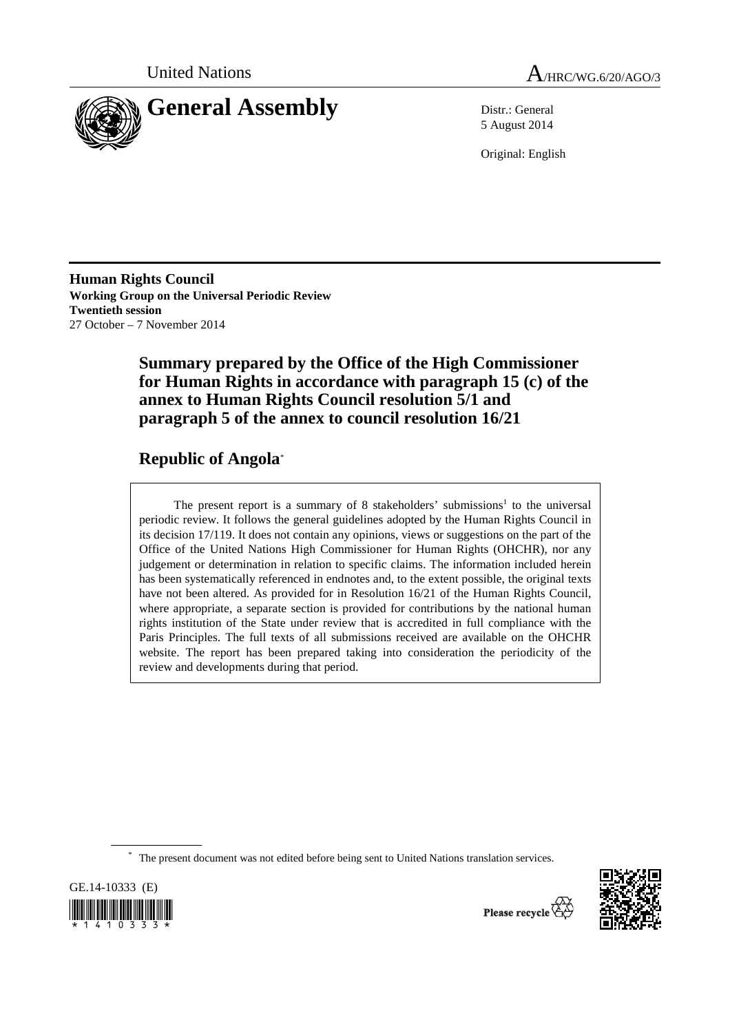United Nations

A/HRC/WG.6/20/AGO/3

# General Assembly

Distr.: General
5 August 2014

Original: English

**Human Rights Council**
**Working Group on the Universal Periodic Review**
**Twentieth session**
27 October – 7 November 2014

## Summary prepared by the Office of the High Commissioner for Human Rights in accordance with paragraph 15 (c) of the annex to Human Rights Council resolution 5/1 and paragraph 5 of the annex to council resolution 16/21

## Republic of Angola*

The present report is a summary of 8 stakeholders' submissions[1] to the universal periodic review. It follows the general guidelines adopted by the Human Rights Council in its decision 17/119. It does not contain any opinions, views or suggestions on the part of the Office of the United Nations High Commissioner for Human Rights (OHCHR), nor any judgement or determination in relation to specific claims. The information included herein has been systematically referenced in endnotes and, to the extent possible, the original texts have not been altered. As provided for in Resolution 16/21 of the Human Rights Council, where appropriate, a separate section is provided for contributions by the national human rights institution of the State under review that is accredited in full compliance with the Paris Principles. The full texts of all submissions received are available on the OHCHR website. The report has been prepared taking into consideration the periodicity of the review and developments during that period.

\* The present document was not edited before being sent to United Nations translation services.

GE.14-10333 (E)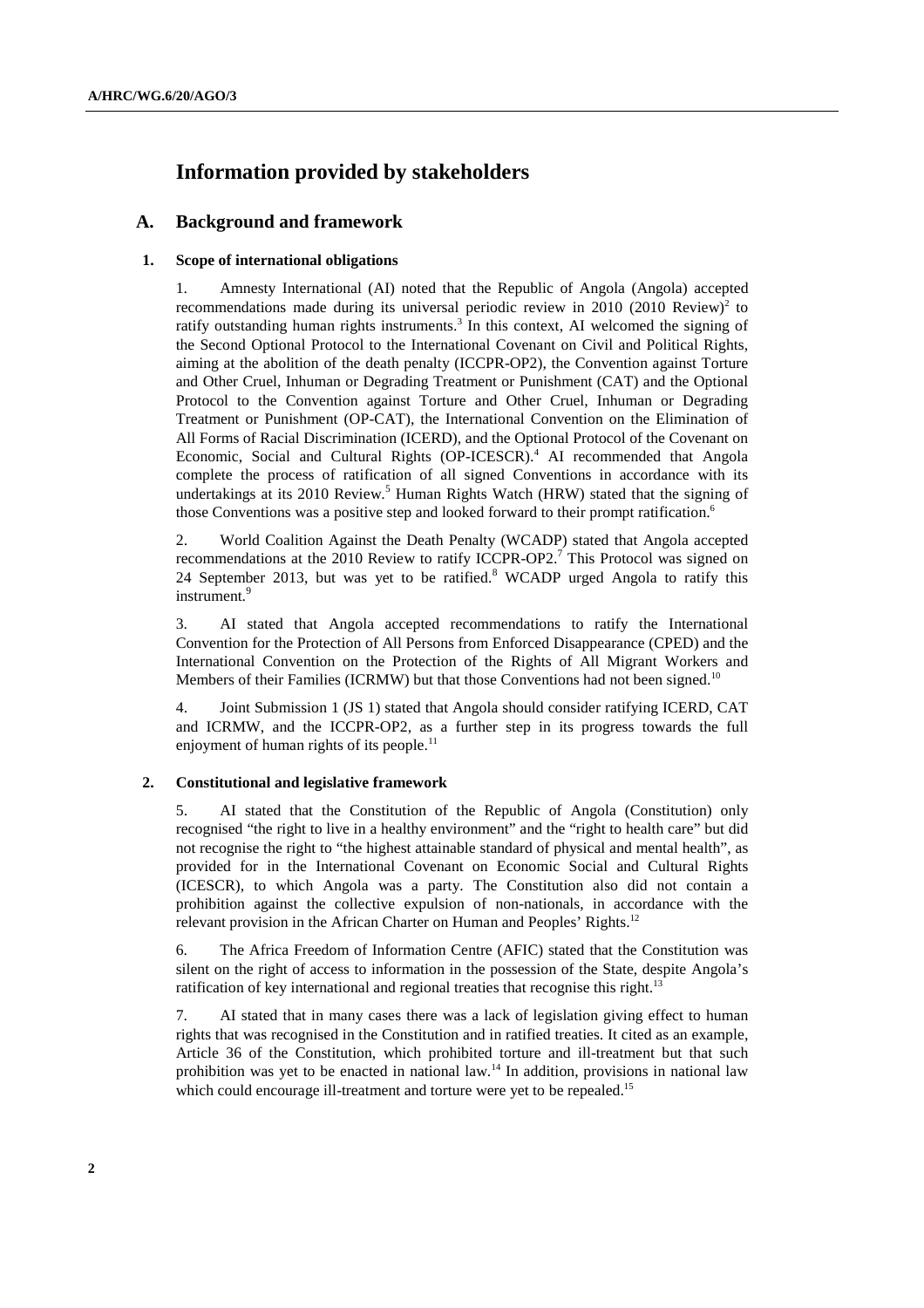# Information provided by stakeholders

## A. Background and framework

### 1. Scope of international obligations

1. Amnesty International (AI) noted that the Republic of Angola (Angola) accepted recommendations made during its universal periodic review in 2010 (2010 Review)[2] to ratify outstanding human rights instruments.[3] In this context, AI welcomed the signing of the Second Optional Protocol to the International Covenant on Civil and Political Rights, aiming at the abolition of the death penalty (ICCPR-OP2), the Convention against Torture and Other Cruel, Inhuman or Degrading Treatment or Punishment (CAT) and the Optional Protocol to the Convention against Torture and Other Cruel, Inhuman or Degrading Treatment or Punishment (OP-CAT), the International Convention on the Elimination of All Forms of Racial Discrimination (ICERD), and the Optional Protocol of the Covenant on Economic, Social and Cultural Rights (OP-ICESCR).[4] AI recommended that Angola complete the process of ratification of all signed Conventions in accordance with its undertakings at its 2010 Review.[5] Human Rights Watch (HRW) stated that the signing of those Conventions was a positive step and looked forward to their prompt ratification.[6]

2. World Coalition Against the Death Penalty (WCADP) stated that Angola accepted recommendations at the 2010 Review to ratify ICCPR-OP2.[7] This Protocol was signed on 24 September 2013, but was yet to be ratified.[8] WCADP urged Angola to ratify this instrument.[9]

3. AI stated that Angola accepted recommendations to ratify the International Convention for the Protection of All Persons from Enforced Disappearance (CPED) and the International Convention on the Protection of the Rights of All Migrant Workers and Members of their Families (ICRMW) but that those Conventions had not been signed.[10]

4. Joint Submission 1 (JS 1) stated that Angola should consider ratifying ICERD, CAT and ICRMW, and the ICCPR-OP2, as a further step in its progress towards the full enjoyment of human rights of its people.[11]

### 2. Constitutional and legislative framework

5. AI stated that the Constitution of the Republic of Angola (Constitution) only recognised "the right to live in a healthy environment" and the "right to health care" but did not recognise the right to "the highest attainable standard of physical and mental health", as provided for in the International Covenant on Economic Social and Cultural Rights (ICESCR), to which Angola was a party. The Constitution also did not contain a prohibition against the collective expulsion of non-nationals, in accordance with the relevant provision in the African Charter on Human and Peoples' Rights.[12]

6. The Africa Freedom of Information Centre (AFIC) stated that the Constitution was silent on the right of access to information in the possession of the State, despite Angola's ratification of key international and regional treaties that recognise this right.[13]

7. AI stated that in many cases there was a lack of legislation giving effect to human rights that was recognised in the Constitution and in ratified treaties. It cited as an example, Article 36 of the Constitution, which prohibited torture and ill-treatment but that such prohibition was yet to be enacted in national law.[14] In addition, provisions in national law which could encourage ill-treatment and torture were yet to be repealed.[15]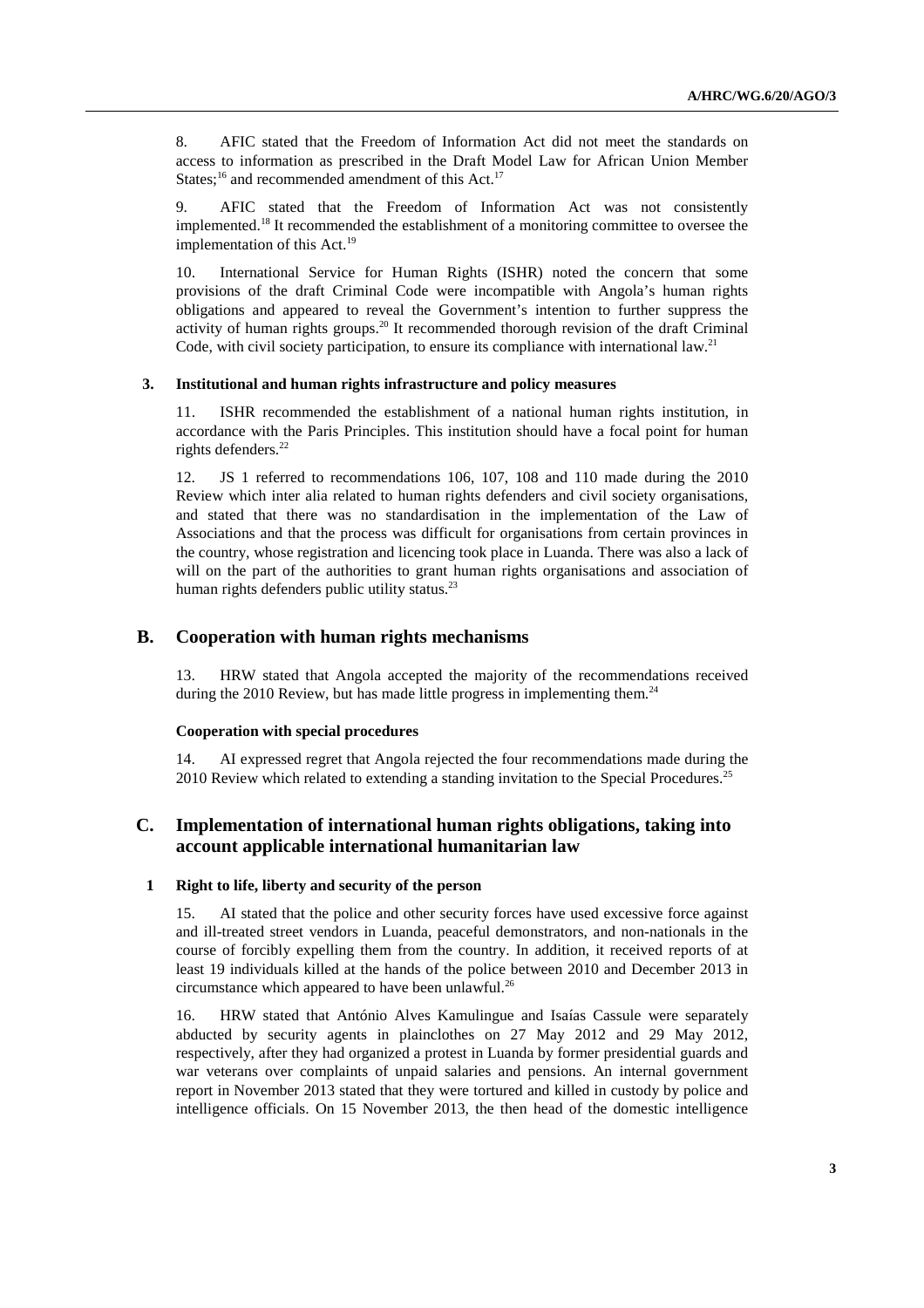8. AFIC stated that the Freedom of Information Act did not meet the standards on access to information as prescribed in the Draft Model Law for African Union Member States;[16] and recommended amendment of this Act.[17]

9. AFIC stated that the Freedom of Information Act was not consistently implemented.[18] It recommended the establishment of a monitoring committee to oversee the implementation of this Act.[19]

10. International Service for Human Rights (ISHR) noted the concern that some provisions of the draft Criminal Code were incompatible with Angola's human rights obligations and appeared to reveal the Government's intention to further suppress the activity of human rights groups.[20] It recommended thorough revision of the draft Criminal Code, with civil society participation, to ensure its compliance with international law.[21]

#### 3. Institutional and human rights infrastructure and policy measures

11. ISHR recommended the establishment of a national human rights institution, in accordance with the Paris Principles. This institution should have a focal point for human rights defenders.[22]

12. JS 1 referred to recommendations 106, 107, 108 and 110 made during the 2010 Review which inter alia related to human rights defenders and civil society organisations, and stated that there was no standardisation in the implementation of the Law of Associations and that the process was difficult for organisations from certain provinces in the country, whose registration and licencing took place in Luanda. There was also a lack of will on the part of the authorities to grant human rights organisations and association of human rights defenders public utility status.[23]

## B. Cooperation with human rights mechanisms

13. HRW stated that Angola accepted the majority of the recommendations received during the 2010 Review, but has made little progress in implementing them.[24]

#### Cooperation with special procedures

14. AI expressed regret that Angola rejected the four recommendations made during the 2010 Review which related to extending a standing invitation to the Special Procedures.[25]

## C. Implementation of international human rights obligations, taking into account applicable international humanitarian law

#### 1 Right to life, liberty and security of the person

15. AI stated that the police and other security forces have used excessive force against and ill-treated street vendors in Luanda, peaceful demonstrators, and non-nationals in the course of forcibly expelling them from the country. In addition, it received reports of at least 19 individuals killed at the hands of the police between 2010 and December 2013 in circumstance which appeared to have been unlawful.[26]

16. HRW stated that António Alves Kamulingue and Isaías Cassule were separately abducted by security agents in plainclothes on 27 May 2012 and 29 May 2012, respectively, after they had organized a protest in Luanda by former presidential guards and war veterans over complaints of unpaid salaries and pensions. An internal government report in November 2013 stated that they were tortured and killed in custody by police and intelligence officials. On 15 November 2013, the then head of the domestic intelligence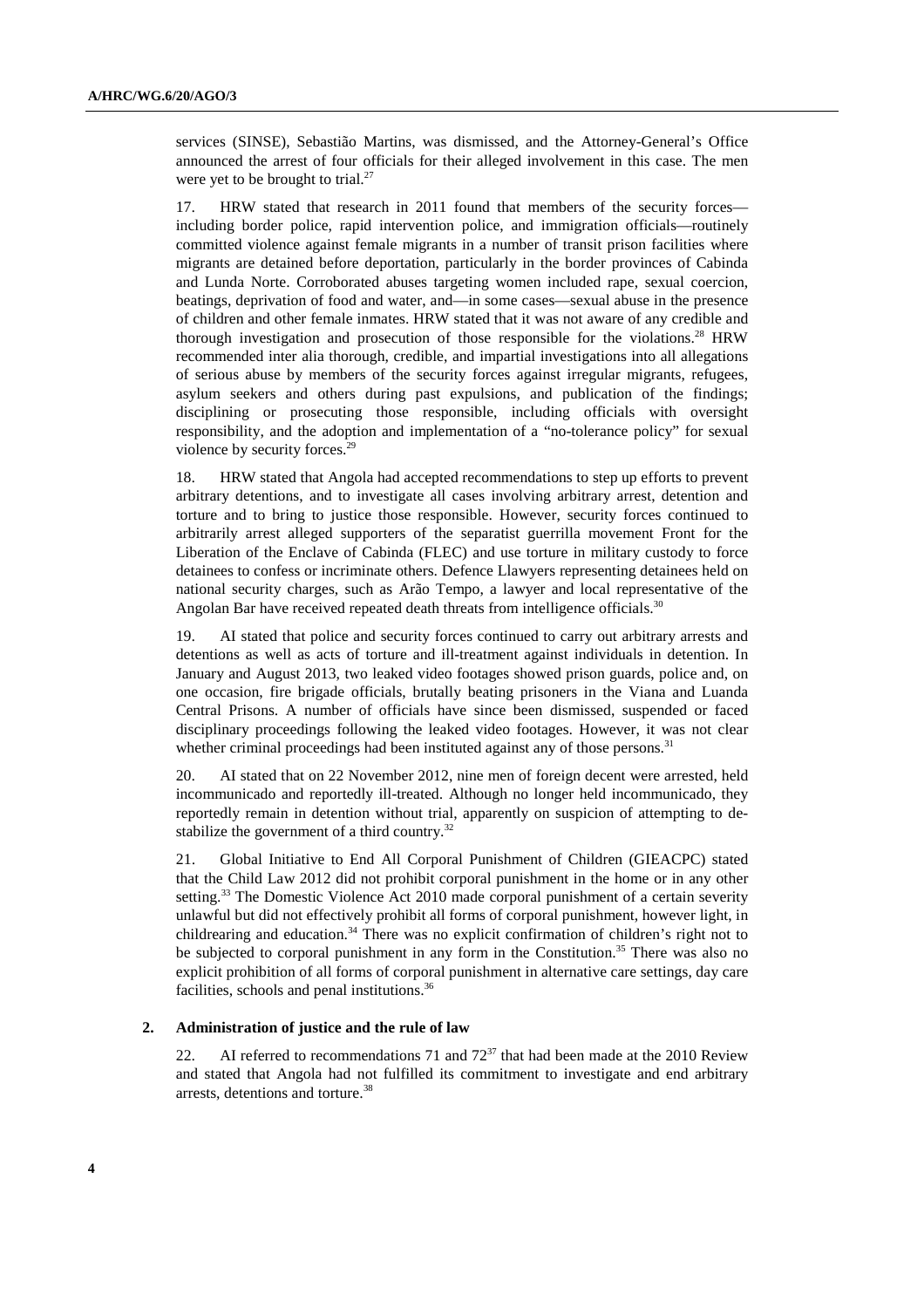services (SINSE), Sebastião Martins, was dismissed, and the Attorney-General's Office announced the arrest of four officials for their alleged involvement in this case. The men were yet to be brought to trial.[27]

17. HRW stated that research in 2011 found that members of the security forces—including border police, rapid intervention police, and immigration officials—routinely committed violence against female migrants in a number of transit prison facilities where migrants are detained before deportation, particularly in the border provinces of Cabinda and Lunda Norte. Corroborated abuses targeting women included rape, sexual coercion, beatings, deprivation of food and water, and—in some cases—sexual abuse in the presence of children and other female inmates. HRW stated that it was not aware of any credible and thorough investigation and prosecution of those responsible for the violations.[28] HRW recommended inter alia thorough, credible, and impartial investigations into all allegations of serious abuse by members of the security forces against irregular migrants, refugees, asylum seekers and others during past expulsions, and publication of the findings; disciplining or prosecuting those responsible, including officials with oversight responsibility, and the adoption and implementation of a "no-tolerance policy" for sexual violence by security forces.[29]

18. HRW stated that Angola had accepted recommendations to step up efforts to prevent arbitrary detentions, and to investigate all cases involving arbitrary arrest, detention and torture and to bring to justice those responsible. However, security forces continued to arbitrarily arrest alleged supporters of the separatist guerrilla movement Front for the Liberation of the Enclave of Cabinda (FLEC) and use torture in military custody to force detainees to confess or incriminate others. Defence Llawyers representing detainees held on national security charges, such as Arão Tempo, a lawyer and local representative of the Angolan Bar have received repeated death threats from intelligence officials.[30]

19. AI stated that police and security forces continued to carry out arbitrary arrests and detentions as well as acts of torture and ill-treatment against individuals in detention. In January and August 2013, two leaked video footages showed prison guards, police and, on one occasion, fire brigade officials, brutally beating prisoners in the Viana and Luanda Central Prisons. A number of officials have since been dismissed, suspended or faced disciplinary proceedings following the leaked video footages. However, it was not clear whether criminal proceedings had been instituted against any of those persons.[31]

20. AI stated that on 22 November 2012, nine men of foreign decent were arrested, held incommunicado and reportedly ill-treated. Although no longer held incommunicado, they reportedly remain in detention without trial, apparently on suspicion of attempting to de-stabilize the government of a third country.[32]

21. Global Initiative to End All Corporal Punishment of Children (GIEACPC) stated that the Child Law 2012 did not prohibit corporal punishment in the home or in any other setting.[33] The Domestic Violence Act 2010 made corporal punishment of a certain severity unlawful but did not effectively prohibit all forms of corporal punishment, however light, in childrearing and education.[34] There was no explicit confirmation of children's right not to be subjected to corporal punishment in any form in the Constitution.[35] There was also no explicit prohibition of all forms of corporal punishment in alternative care settings, day care facilities, schools and penal institutions.[36]

### 2. Administration of justice and the rule of law

22. AI referred to recommendations 71 and 72[37] that had been made at the 2010 Review and stated that Angola had not fulfilled its commitment to investigate and end arbitrary arrests, detentions and torture.[38]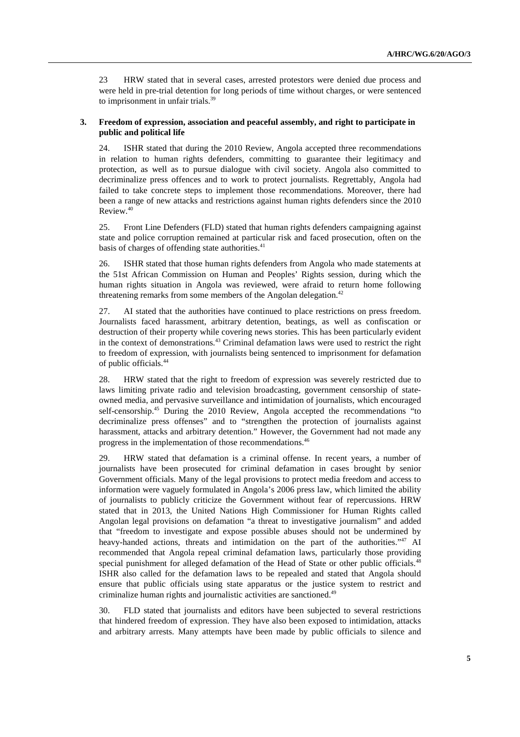23 HRW stated that in several cases, arrested protestors were denied due process and were held in pre-trial detention for long periods of time without charges, or were sentenced to imprisonment in unfair trials.[39]

### 3. Freedom of expression, association and peaceful assembly, and right to participate in public and political life

24. ISHR stated that during the 2010 Review, Angola accepted three recommendations in relation to human rights defenders, committing to guarantee their legitimacy and protection, as well as to pursue dialogue with civil society. Angola also committed to decriminalize press offences and to work to protect journalists. Regrettably, Angola had failed to take concrete steps to implement those recommendations. Moreover, there had been a range of new attacks and restrictions against human rights defenders since the 2010 Review.[40]

25. Front Line Defenders (FLD) stated that human rights defenders campaigning against state and police corruption remained at particular risk and faced prosecution, often on the basis of charges of offending state authorities.[41]

26. ISHR stated that those human rights defenders from Angola who made statements at the 51st African Commission on Human and Peoples' Rights session, during which the human rights situation in Angola was reviewed, were afraid to return home following threatening remarks from some members of the Angolan delegation.[42]

27. AI stated that the authorities have continued to place restrictions on press freedom. Journalists faced harassment, arbitrary detention, beatings, as well as confiscation or destruction of their property while covering news stories. This has been particularly evident in the context of demonstrations.[43] Criminal defamation laws were used to restrict the right to freedom of expression, with journalists being sentenced to imprisonment for defamation of public officials.[44]

28. HRW stated that the right to freedom of expression was severely restricted due to laws limiting private radio and television broadcasting, government censorship of state-owned media, and pervasive surveillance and intimidation of journalists, which encouraged self-censorship.[45] During the 2010 Review, Angola accepted the recommendations "to decriminalize press offenses" and to "strengthen the protection of journalists against harassment, attacks and arbitrary detention." However, the Government had not made any progress in the implementation of those recommendations.[46]

29. HRW stated that defamation is a criminal offense. In recent years, a number of journalists have been prosecuted for criminal defamation in cases brought by senior Government officials. Many of the legal provisions to protect media freedom and access to information were vaguely formulated in Angola's 2006 press law, which limited the ability of journalists to publicly criticize the Government without fear of repercussions. HRW stated that in 2013, the United Nations High Commissioner for Human Rights called Angolan legal provisions on defamation "a threat to investigative journalism" and added that "freedom to investigate and expose possible abuses should not be undermined by heavy-handed actions, threats and intimidation on the part of the authorities."[47] AI recommended that Angola repeal criminal defamation laws, particularly those providing special punishment for alleged defamation of the Head of State or other public officials.[48] ISHR also called for the defamation laws to be repealed and stated that Angola should ensure that public officials using state apparatus or the justice system to restrict and criminalize human rights and journalistic activities are sanctioned.[49]

30. FLD stated that journalists and editors have been subjected to several restrictions that hindered freedom of expression. They have also been exposed to intimidation, attacks and arbitrary arrests. Many attempts have been made by public officials to silence and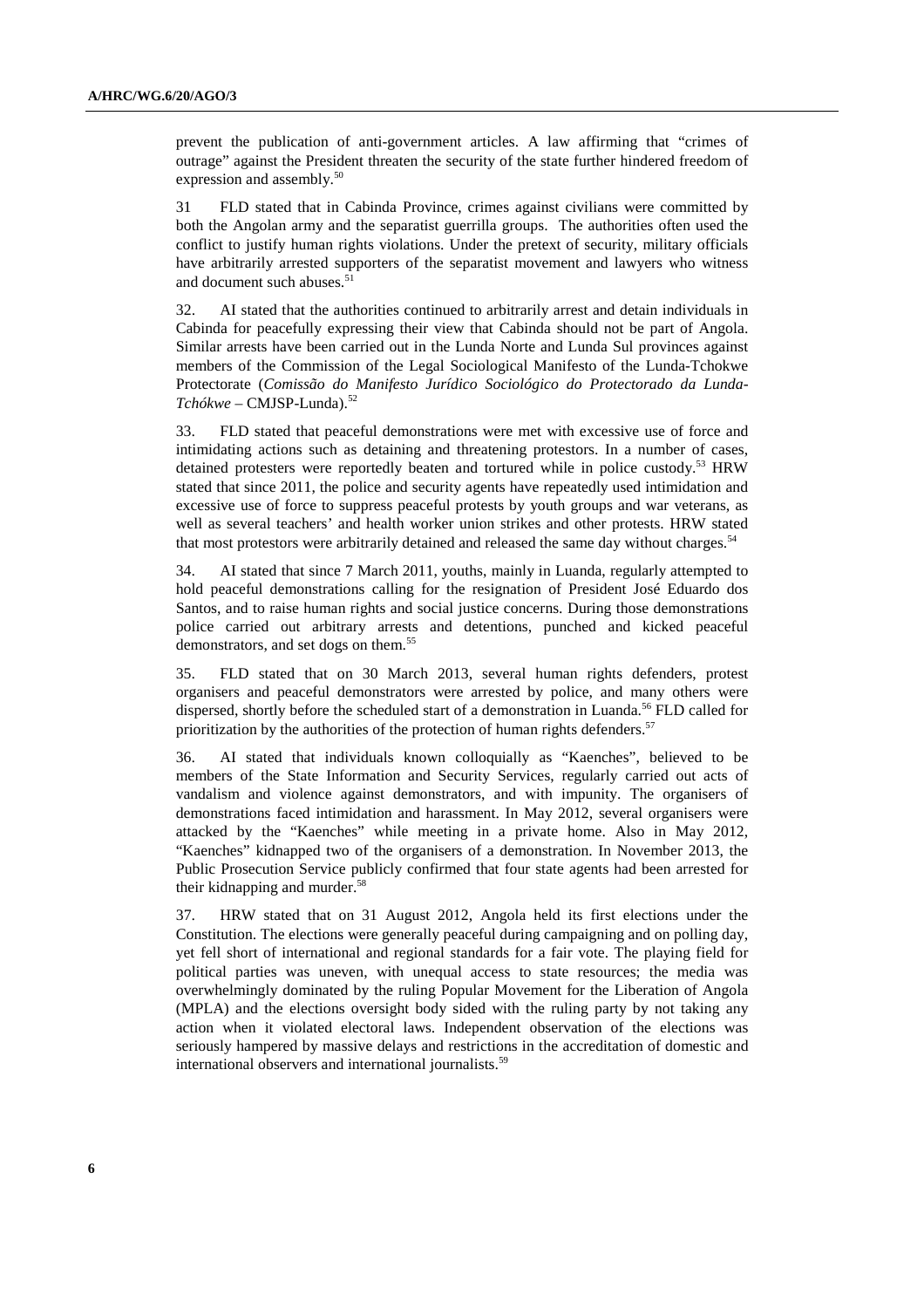prevent the publication of anti-government articles. A law affirming that "crimes of outrage" against the President threaten the security of the state further hindered freedom of expression and assembly.[50]

31 FLD stated that in Cabinda Province, crimes against civilians were committed by both the Angolan army and the separatist guerrilla groups. The authorities often used the conflict to justify human rights violations. Under the pretext of security, military officials have arbitrarily arrested supporters of the separatist movement and lawyers who witness and document such abuses.[51]

32. AI stated that the authorities continued to arbitrarily arrest and detain individuals in Cabinda for peacefully expressing their view that Cabinda should not be part of Angola. Similar arrests have been carried out in the Lunda Norte and Lunda Sul provinces against members of the Commission of the Legal Sociological Manifesto of the Lunda-Tchokwe Protectorate (*Comissão do Manifesto Jurídico Sociológico do Protectorado da Lunda-Tchókwe* – CMJSP-Lunda).[52]

33. FLD stated that peaceful demonstrations were met with excessive use of force and intimidating actions such as detaining and threatening protestors. In a number of cases, detained protesters were reportedly beaten and tortured while in police custody.[53] HRW stated that since 2011, the police and security agents have repeatedly used intimidation and excessive use of force to suppress peaceful protests by youth groups and war veterans, as well as several teachers' and health worker union strikes and other protests. HRW stated that most protestors were arbitrarily detained and released the same day without charges.[54]

34. AI stated that since 7 March 2011, youths, mainly in Luanda, regularly attempted to hold peaceful demonstrations calling for the resignation of President José Eduardo dos Santos, and to raise human rights and social justice concerns. During those demonstrations police carried out arbitrary arrests and detentions, punched and kicked peaceful demonstrators, and set dogs on them.[55]

35. FLD stated that on 30 March 2013, several human rights defenders, protest organisers and peaceful demonstrators were arrested by police, and many others were dispersed, shortly before the scheduled start of a demonstration in Luanda.[56] FLD called for prioritization by the authorities of the protection of human rights defenders.[57]

36. AI stated that individuals known colloquially as "Kaenches", believed to be members of the State Information and Security Services, regularly carried out acts of vandalism and violence against demonstrators, and with impunity. The organisers of demonstrations faced intimidation and harassment. In May 2012, several organisers were attacked by the "Kaenches" while meeting in a private home. Also in May 2012, "Kaenches" kidnapped two of the organisers of a demonstration. In November 2013, the Public Prosecution Service publicly confirmed that four state agents had been arrested for their kidnapping and murder.[58]

37. HRW stated that on 31 August 2012, Angola held its first elections under the Constitution. The elections were generally peaceful during campaigning and on polling day, yet fell short of international and regional standards for a fair vote. The playing field for political parties was uneven, with unequal access to state resources; the media was overwhelmingly dominated by the ruling Popular Movement for the Liberation of Angola (MPLA) and the elections oversight body sided with the ruling party by not taking any action when it violated electoral laws. Independent observation of the elections was seriously hampered by massive delays and restrictions in the accreditation of domestic and international observers and international journalists.[59]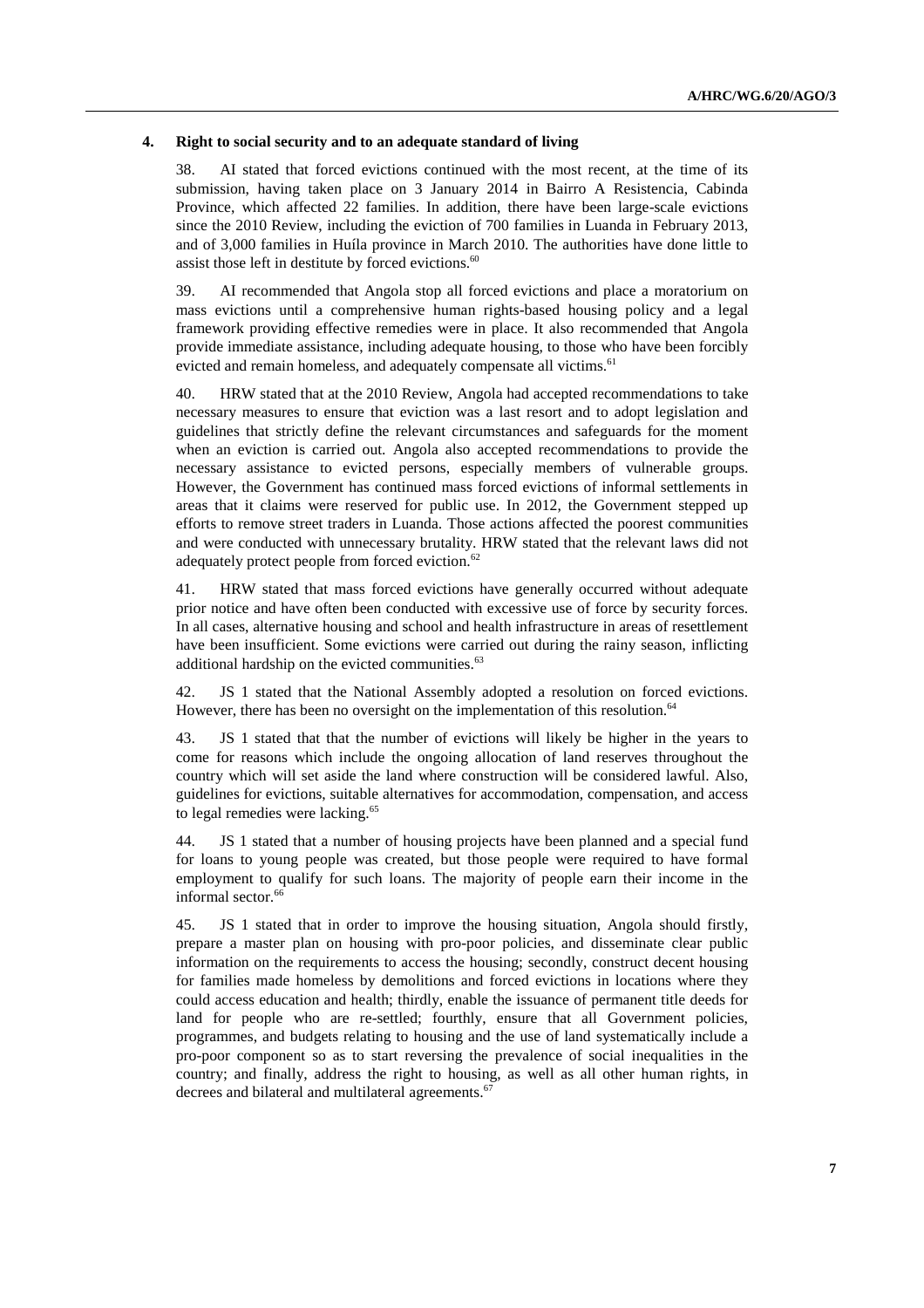### 4. Right to social security and to an adequate standard of living

38. AI stated that forced evictions continued with the most recent, at the time of its submission, having taken place on 3 January 2014 in Bairro A Resistencia, Cabinda Province, which affected 22 families. In addition, there have been large-scale evictions since the 2010 Review, including the eviction of 700 families in Luanda in February 2013, and of 3,000 families in Huíla province in March 2010. The authorities have done little to assist those left in destitute by forced evictions.[60]

39. AI recommended that Angola stop all forced evictions and place a moratorium on mass evictions until a comprehensive human rights-based housing policy and a legal framework providing effective remedies were in place. It also recommended that Angola provide immediate assistance, including adequate housing, to those who have been forcibly evicted and remain homeless, and adequately compensate all victims.[61]

40. HRW stated that at the 2010 Review, Angola had accepted recommendations to take necessary measures to ensure that eviction was a last resort and to adopt legislation and guidelines that strictly define the relevant circumstances and safeguards for the moment when an eviction is carried out. Angola also accepted recommendations to provide the necessary assistance to evicted persons, especially members of vulnerable groups. However, the Government has continued mass forced evictions of informal settlements in areas that it claims were reserved for public use. In 2012, the Government stepped up efforts to remove street traders in Luanda. Those actions affected the poorest communities and were conducted with unnecessary brutality. HRW stated that the relevant laws did not adequately protect people from forced eviction.[62]

41. HRW stated that mass forced evictions have generally occurred without adequate prior notice and have often been conducted with excessive use of force by security forces. In all cases, alternative housing and school and health infrastructure in areas of resettlement have been insufficient. Some evictions were carried out during the rainy season, inflicting additional hardship on the evicted communities.[63]

42. JS 1 stated that the National Assembly adopted a resolution on forced evictions. However, there has been no oversight on the implementation of this resolution.[64]

43. JS 1 stated that that the number of evictions will likely be higher in the years to come for reasons which include the ongoing allocation of land reserves throughout the country which will set aside the land where construction will be considered lawful. Also, guidelines for evictions, suitable alternatives for accommodation, compensation, and access to legal remedies were lacking.[65]

44. JS 1 stated that a number of housing projects have been planned and a special fund for loans to young people was created, but those people were required to have formal employment to qualify for such loans. The majority of people earn their income in the informal sector.[66]

45. JS 1 stated that in order to improve the housing situation, Angola should firstly, prepare a master plan on housing with pro-poor policies, and disseminate clear public information on the requirements to access the housing; secondly, construct decent housing for families made homeless by demolitions and forced evictions in locations where they could access education and health; thirdly, enable the issuance of permanent title deeds for land for people who are re-settled; fourthly, ensure that all Government policies, programmes, and budgets relating to housing and the use of land systematically include a pro-poor component so as to start reversing the prevalence of social inequalities in the country; and finally, address the right to housing, as well as all other human rights, in decrees and bilateral and multilateral agreements.[67]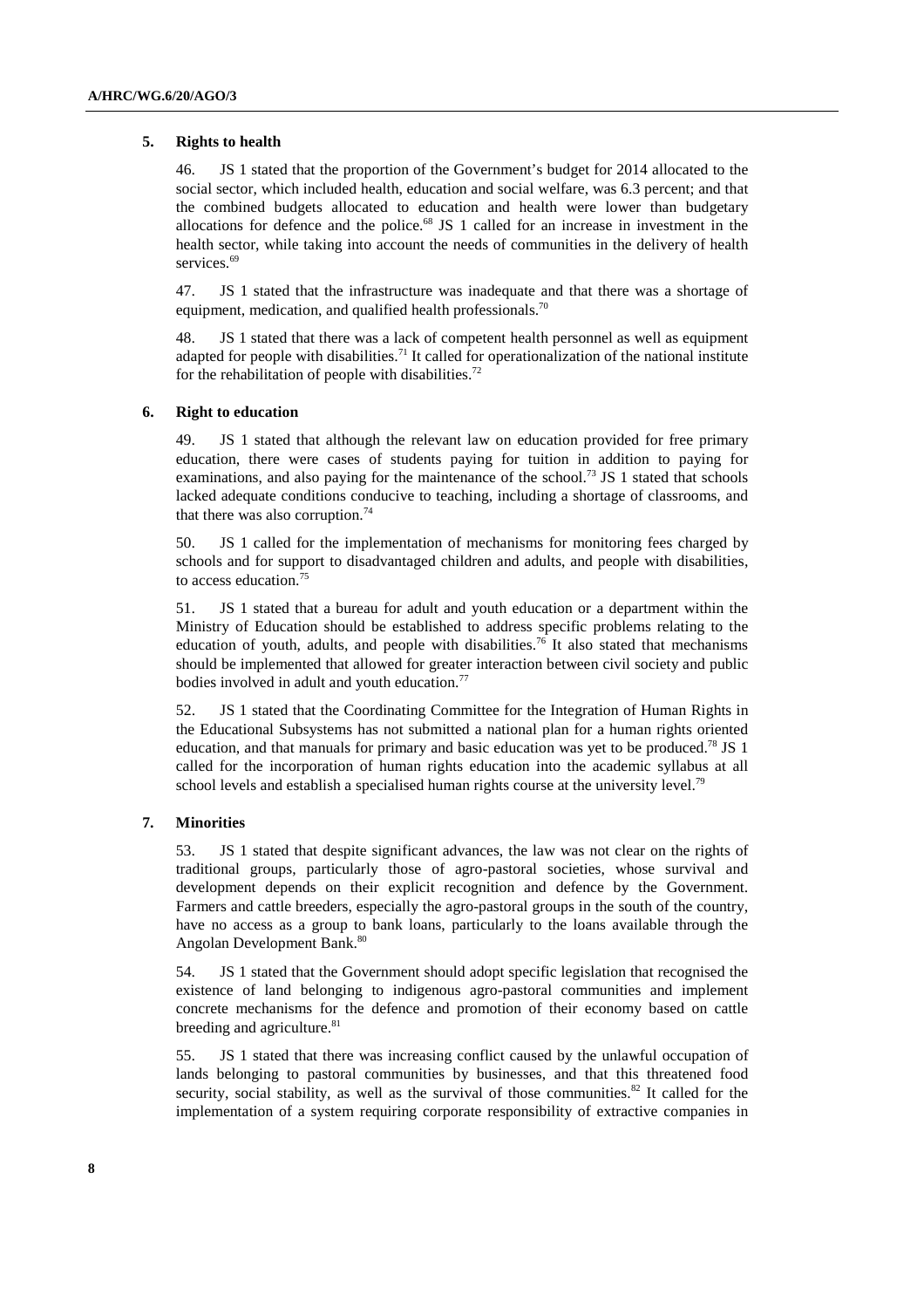### 5. Rights to health

46. JS 1 stated that the proportion of the Government's budget for 2014 allocated to the social sector, which included health, education and social welfare, was 6.3 percent; and that the combined budgets allocated to education and health were lower than budgetary allocations for defence and the police.[68] JS 1 called for an increase in investment in the health sector, while taking into account the needs of communities in the delivery of health services.[69]

47. JS 1 stated that the infrastructure was inadequate and that there was a shortage of equipment, medication, and qualified health professionals.[70]

48. JS 1 stated that there was a lack of competent health personnel as well as equipment adapted for people with disabilities.[71] It called for operationalization of the national institute for the rehabilitation of people with disabilities.[72]

### 6. Right to education

49. JS 1 stated that although the relevant law on education provided for free primary education, there were cases of students paying for tuition in addition to paying for examinations, and also paying for the maintenance of the school.[73] JS 1 stated that schools lacked adequate conditions conducive to teaching, including a shortage of classrooms, and that there was also corruption.[74]

50. JS 1 called for the implementation of mechanisms for monitoring fees charged by schools and for support to disadvantaged children and adults, and people with disabilities, to access education.[75]

51. JS 1 stated that a bureau for adult and youth education or a department within the Ministry of Education should be established to address specific problems relating to the education of youth, adults, and people with disabilities.[76] It also stated that mechanisms should be implemented that allowed for greater interaction between civil society and public bodies involved in adult and youth education.[77]

52. JS 1 stated that the Coordinating Committee for the Integration of Human Rights in the Educational Subsystems has not submitted a national plan for a human rights oriented education, and that manuals for primary and basic education was yet to be produced.[78] JS 1 called for the incorporation of human rights education into the academic syllabus at all school levels and establish a specialised human rights course at the university level.[79]

### 7. Minorities

53. JS 1 stated that despite significant advances, the law was not clear on the rights of traditional groups, particularly those of agro-pastoral societies, whose survival and development depends on their explicit recognition and defence by the Government. Farmers and cattle breeders, especially the agro-pastoral groups in the south of the country, have no access as a group to bank loans, particularly to the loans available through the Angolan Development Bank.[80]

54. JS 1 stated that the Government should adopt specific legislation that recognised the existence of land belonging to indigenous agro-pastoral communities and implement concrete mechanisms for the defence and promotion of their economy based on cattle breeding and agriculture.[81]

55. JS 1 stated that there was increasing conflict caused by the unlawful occupation of lands belonging to pastoral communities by businesses, and that this threatened food security, social stability, as well as the survival of those communities.[82] It called for the implementation of a system requiring corporate responsibility of extractive companies in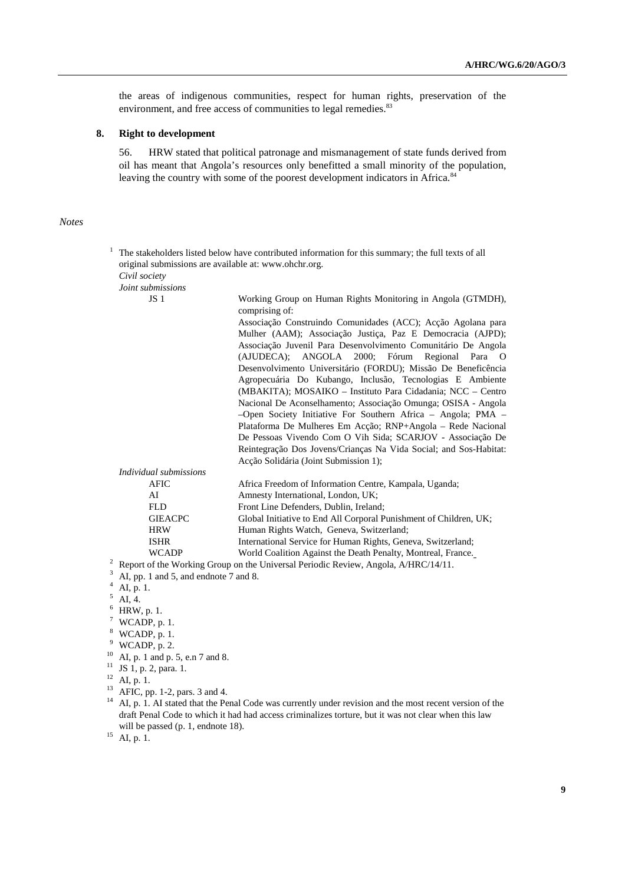the areas of indigenous communities, respect for human rights, preservation of the environment, and free access of communities to legal remedies.[83]

## 8. Right to development

56. HRW stated that political patronage and mismanagement of state funds derived from oil has meant that Angola's resources only benefitted a small minority of the population, leaving the country with some of the poorest development indicators in Africa.[84]

*Notes*

[1] The stakeholders listed below have contributed information for this summary; the full texts of all original submissions are available at: www.ohchr.org.

*Civil society*

*Joint submissions*

| | |
|---|---|
| JS 1 | Working Group on Human Rights Monitoring in Angola (GTMDH), comprising of: Associação Construindo Comunidades (ACC); Acção Agolana para Mulher (AAM); Associação Justiça, Paz E Democracia (AJPD); Associação Juvenil Para Desenvolvimento Comunitário De Angola (AJUDECA); ANGOLA 2000; Fórum Regional Para O Desenvolvimento Universitário (FORDU); Missão De Beneficência Agropecuária Do Kubango, Inclusão, Tecnologias E Ambiente (MBAKITA); MOSAIKO – Instituto Para Cidadania; NCC – Centro Nacional De Aconselhamento; Associação Omunga; OSISA - Angola –Open Society Initiative For Southern Africa – Angola; PMA – Plataforma De Mulheres Em Acção; RNP+Angola – Rede Nacional De Pessoas Vivendo Com O Vih Sida; SCARJOV - Associação De Reintegração Dos Jovens/Crianças Na Vida Social; and Sos-Habitat: Acção Solidária (Joint Submission 1); |

*Individual submissions*

| | |
|---|---|
| AFIC | Africa Freedom of Information Centre, Kampala, Uganda; |
| AI | Amnesty International, London, UK; |
| FLD | Front Line Defenders, Dublin, Ireland; |
| GIEACPC | Global Initiative to End All Corporal Punishment of Children, UK; |
| HRW | Human Rights Watch, Geneva, Switzerland; |
| ISHR | International Service for Human Rights, Geneva, Switzerland; |
| WCADP | World Coalition Against the Death Penalty, Montreal, France. |

[2] Report of the Working Group on the Universal Periodic Review, Angola, A/HRC/14/11.

[3] AI, pp. 1 and 5, and endnote 7 and 8.

[4] AI, p. 1.

[5] AI, 4.

[6] HRW, p. 1.

[7] WCADP, p. 1.

[8] WCADP, p. 1.

[9] WCADP, p. 2.

[10] AI, p. 1 and p. 5, e.n 7 and 8.

[11] JS 1, p. 2, para. 1.

[12] AI, p. 1.

[13] AFIC, pp. 1-2, pars. 3 and 4.

[14] AI, p. 1. AI stated that the Penal Code was currently under revision and the most recent version of the draft Penal Code to which it had had access criminalizes torture, but it was not clear when this law will be passed (p. 1, endnote 18).

[15] AI, p. 1.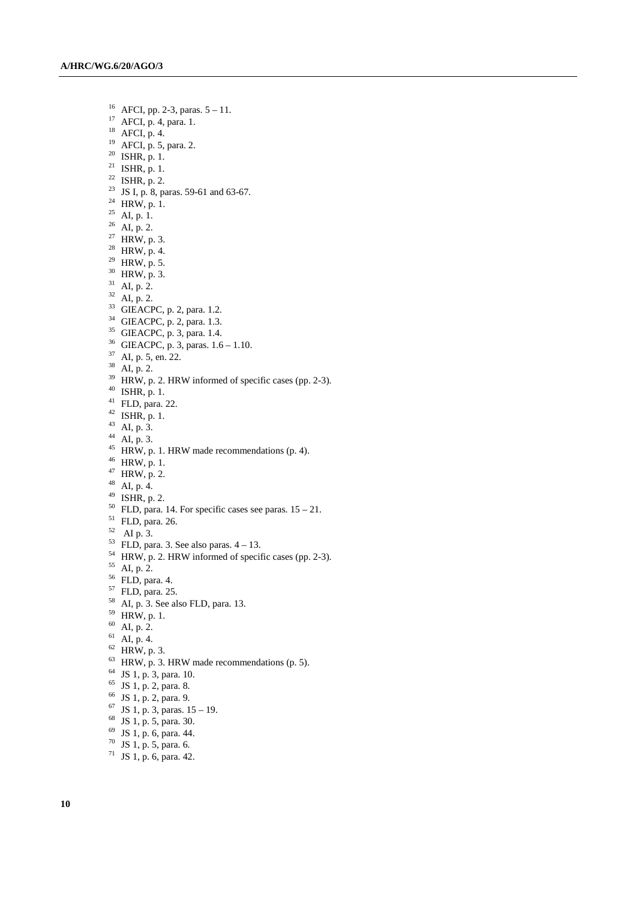[16] AFCI, pp. 2-3, paras. 5 – 11.
[17] AFCI, p. 4, para. 1.
[18] AFCI, p. 4.
[19] AFCI, p. 5, para. 2.
[20] ISHR, p. 1.
[21] ISHR, p. 1.
[22] ISHR, p. 2.
[23] JS I, p. 8, paras. 59-61 and 63-67.
[24] HRW, p. 1.
[25] AI, p. 1.
[26] AI, p. 2.
[27] HRW, p. 3.
[28] HRW, p. 4.
[29] HRW, p. 5.
[30] HRW, p. 3.
[31] AI, p. 2.
[32] AI, p. 2.
[33] GIEACPC, p. 2, para. 1.2.
[34] GIEACPC, p. 2, para. 1.3.
[35] GIEACPC, p. 3, para. 1.4.
[36] GIEACPC, p. 3, paras. 1.6 – 1.10.
[37] AI, p. 5, en. 22.
[38] AI, p. 2.
[39] HRW, p. 2. HRW informed of specific cases (pp. 2-3).
[40] ISHR, p. 1.
[41] FLD, para. 22.
[42] ISHR, p. 1.
[43] AI, p. 3.
[44] AI, p. 3.
[45] HRW, p. 1. HRW made recommendations (p. 4).
[46] HRW, p. 1.
[47] HRW, p. 2.
[48] AI, p. 4.
[49] ISHR, p. 2.
[50] FLD, para. 14. For specific cases see paras. 15 – 21.
[51] FLD, para. 26.
[52] AI p. 3.
[53] FLD, para. 3. See also paras. 4 – 13.
[54] HRW, p. 2. HRW informed of specific cases (pp. 2-3).
[55] AI, p. 2.
[56] FLD, para. 4.
[57] FLD, para. 25.
[58] AI, p. 3. See also FLD, para. 13.
[59] HRW, p. 1.
[60] AI, p. 2.
[61] AI, p. 4.
[62] HRW, p. 3.
[63] HRW, p. 3. HRW made recommendations (p. 5).
[64] JS 1, p. 3, para. 10.
[65] JS 1, p. 2, para. 8.
[66] JS 1, p. 2, para. 9.
[67] JS 1, p. 3, paras. 15 – 19.
[68] JS 1, p. 5, para. 30.
[69] JS 1, p. 6, para. 44.
[70] JS 1, p. 5, para. 6.
[71] JS 1, p. 6, para. 42.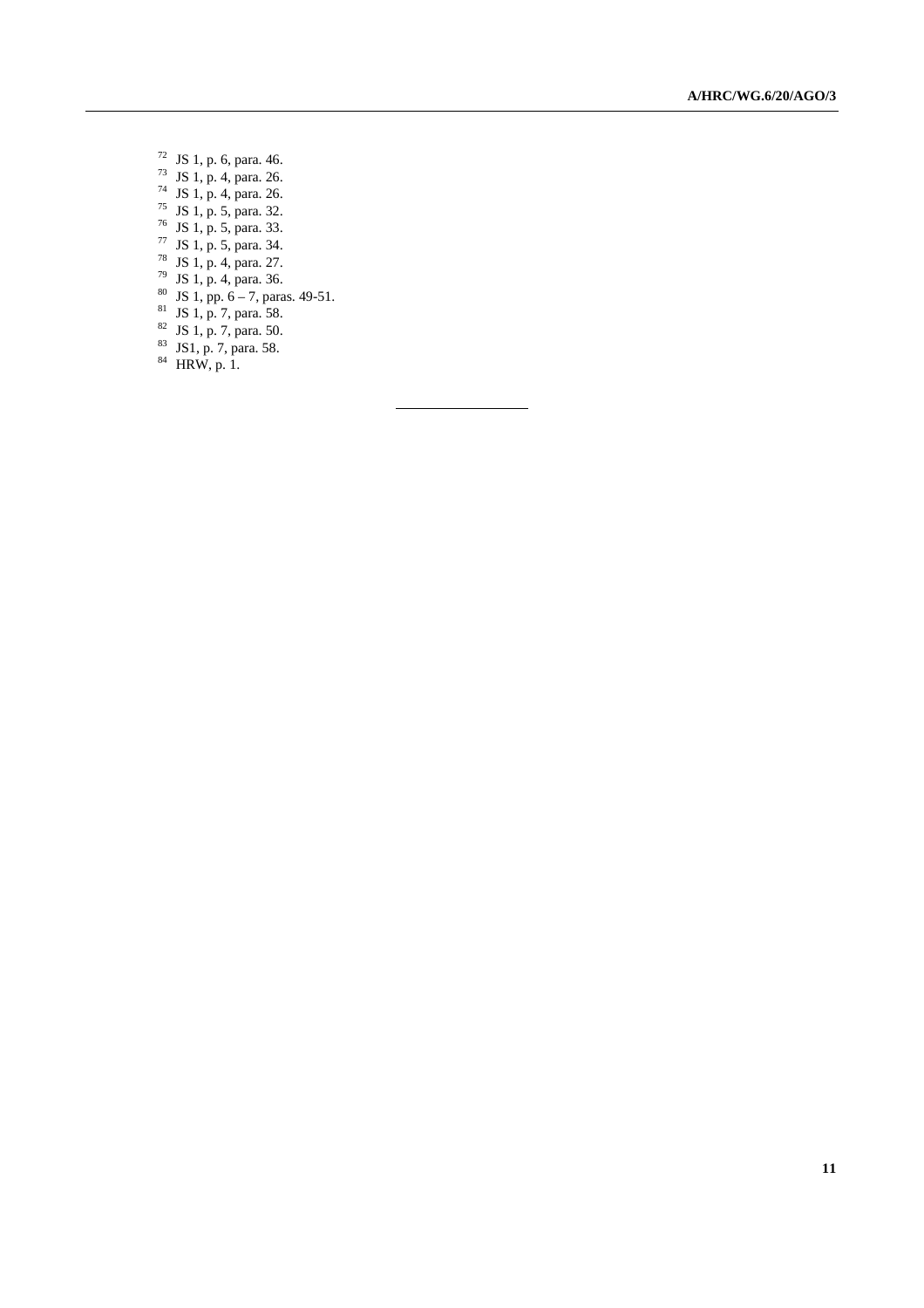[72] JS 1, p. 6, para. 46.
[73] JS 1, p. 4, para. 26.
[74] JS 1, p. 4, para. 26.
[75] JS 1, p. 5, para. 32.
[76] JS 1, p. 5, para. 33.
[77] JS 1, p. 5, para. 34.
[78] JS 1, p. 4, para. 27.
[79] JS 1, p. 4, para. 36.
[80] JS 1, pp. 6 – 7, paras. 49-51.
[81] JS 1, p. 7, para. 58.
[82] JS 1, p. 7, para. 50.
[83] JS1, p. 7, para. 58.
[84] HRW, p. 1.